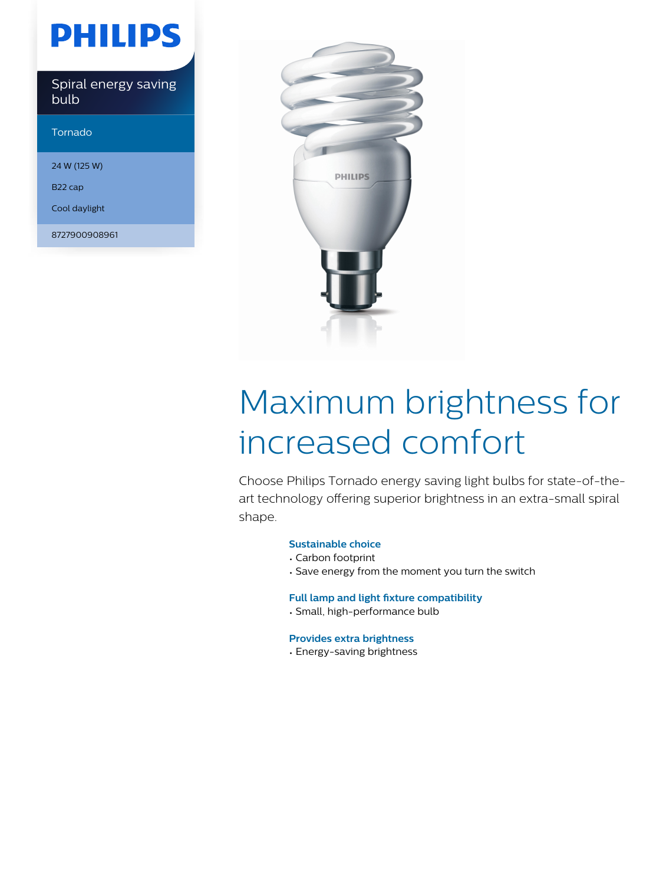# PHILIPS

Spiral energy saving bulb

Tornado

24 W (125 W)

B22 cap

Cool daylight

8727900908961

# Maximum brightness for increased comfort

Choose Philips Tornado energy saving light bulbs for state-of-the-art technology offering superior brightness in an extra-small spiral shape.

### Sustainable choice

- Carbon footprint
- Save energy from the moment you turn the switch

### Full lamp and light fixture compatibility

- Small, high-performance bulb

### Provides extra brightness

- Energy-saving brightness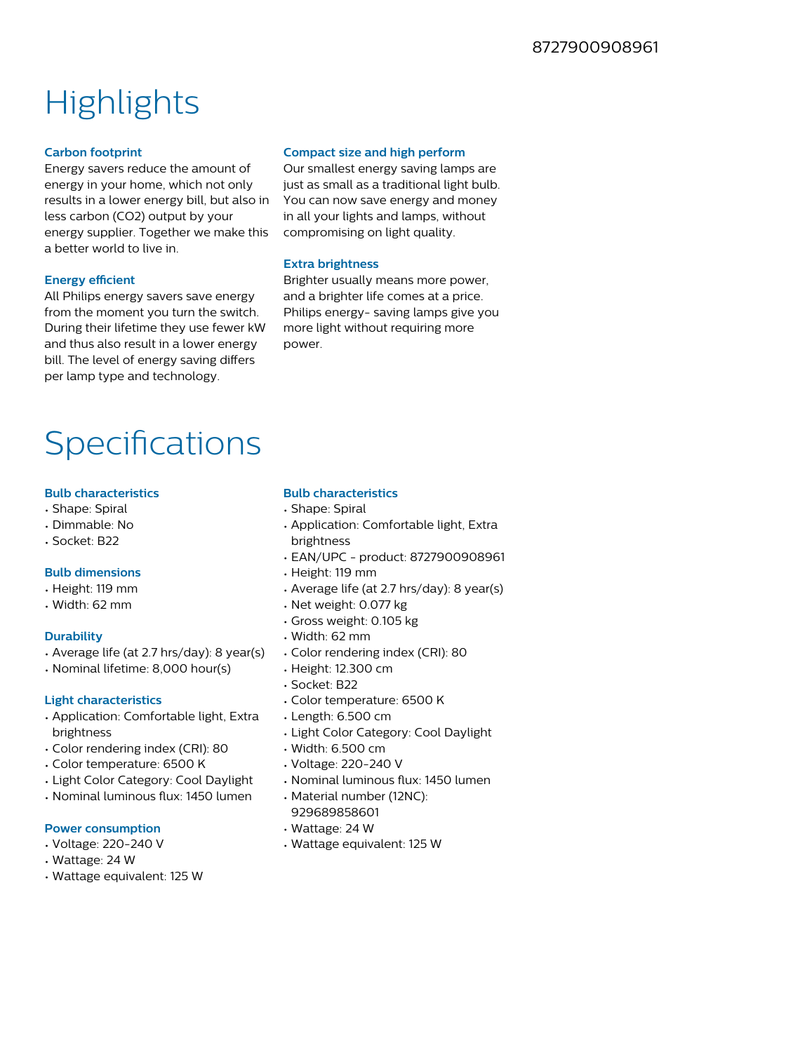8727900908961

# Highlights

### Carbon footprint

Energy savers reduce the amount of energy in your home, which not only results in a lower energy bill, but also in less carbon ($CO_2$) output by your energy supplier. Together we make this a better world to live in.

### Energy efficient

All Philips energy savers save energy from the moment you turn the switch. During their lifetime they use fewer kW and thus also result in a lower energy bill. The level of energy saving differs per lamp type and technology.

### Compact size and high perform

Our smallest energy saving lamps are just as small as a traditional light bulb. You can now save energy and money in all your lights and lamps, without compromising on light quality.

### Extra brightness

Brighter usually means more power, and a brighter life comes at a price. Philips energy- saving lamps give you more light without requiring more power.

# Specifications

### Bulb characteristics

- Shape: Spiral
- Dimmable: No
- Socket: B22

### Bulb dimensions

- Height: 119 mm
- Width: 62 mm

### Durability

- Average life (at 2.7 hrs/day): 8 year(s)
- Nominal lifetime: 8,000 hour(s)

### Light characteristics

- Application: Comfortable light, Extra brightness
- Color rendering index (CRI): 80
- Color temperature: 6500 K
- Light Color Category: Cool Daylight
- Nominal luminous flux: 1450 lumen

### Power consumption

- Voltage: 220-240 V
- Wattage: 24 W
- Wattage equivalent: 125 W

### Bulb characteristics

- Shape: Spiral
- Application: Comfortable light, Extra brightness
- EAN/UPC - product: 8727900908961
- Height: 119 mm
- Average life (at 2.7 hrs/day): 8 year(s)
- Net weight: 0.077 kg
- Gross weight: 0.105 kg
- Width: 62 mm
- Color rendering index (CRI): 80
- Height: 12.300 cm
- Socket: B22
- Color temperature: 6500 K
- Length: 6.500 cm
- Light Color Category: Cool Daylight
- Width: 6.500 cm
- Voltage: 220-240 V
- Nominal luminous flux: 1450 lumen
- Material number (12NC): 929689858601
- Wattage: 24 W
- Wattage equivalent: 125 W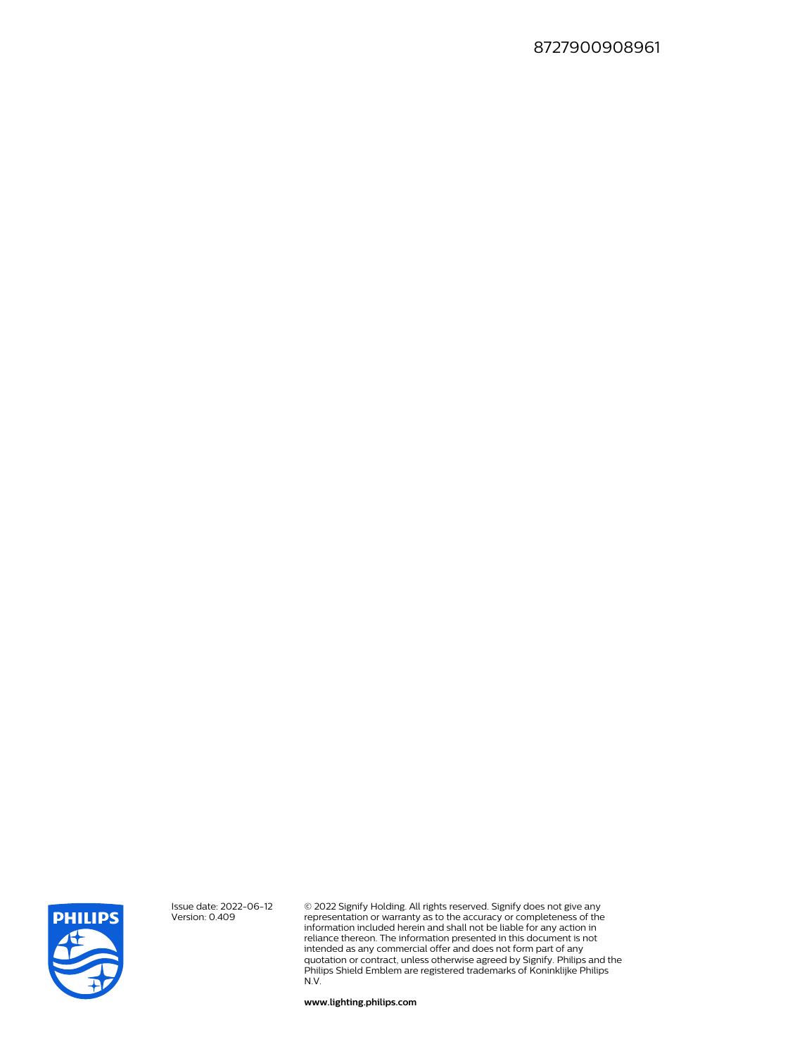8727900908961

Issue date: 2022-06-12
Version: 0.409

© 2022 Signify Holding. All rights reserved. Signify does not give any representation or warranty as to the accuracy or completeness of the information included herein and shall not be liable for any action in reliance thereon. The information presented in this document is not intended as any commercial offer and does not form part of any quotation or contract, unless otherwise agreed by Signify. Philips and the Philips Shield Emblem are registered trademarks of Koninklijke Philips N.V.

**www.lighting.philips.com**